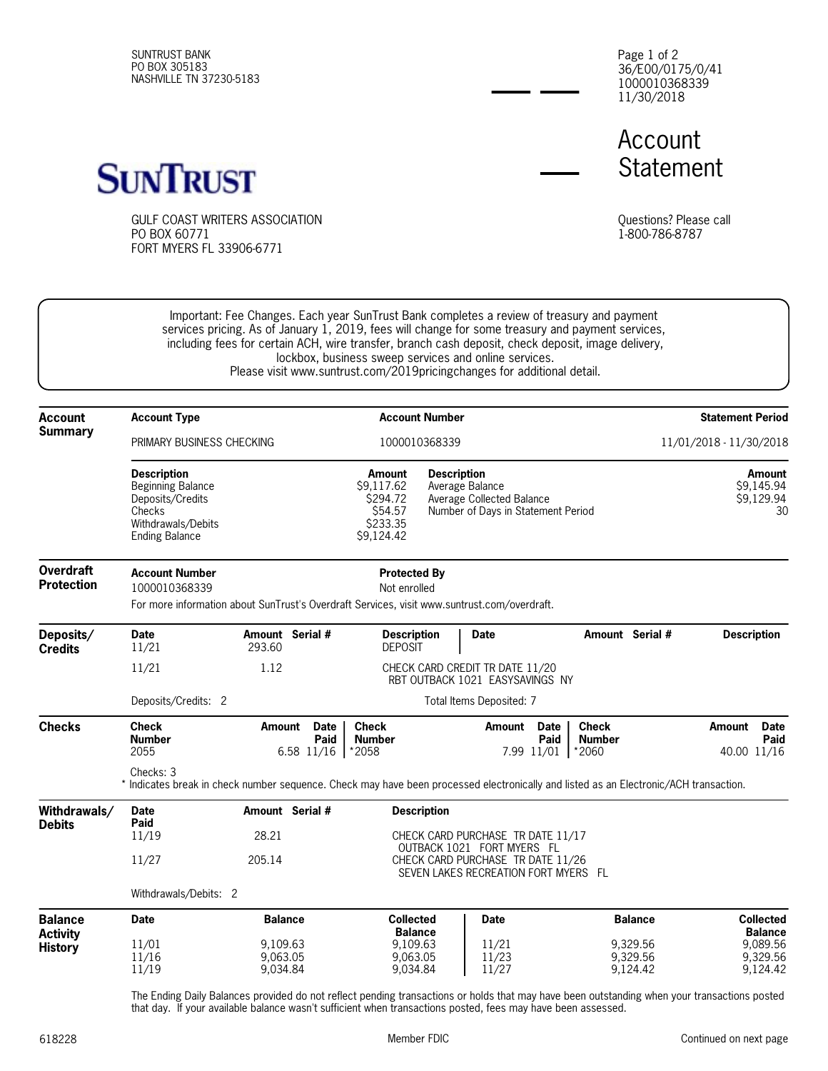SUNTRUST BANK
PO BOX 305183
NASHVILLE TN 37230-5183

36/E00/0175/0/41
1000010368339
11/30/2018

# Account Statement

**SUNTRUST**

GULF COAST WRITERS ASSOCIATION
PO BOX 60771
FORT MYERS FL 33906-6771

Questions? Please call
1-800-786-8787

Important: Fee Changes. Each year SunTrust Bank completes a review of treasury and payment services pricing. As of January 1, 2019, fees will change for some treasury and payment services, including fees for certain ACH, wire transfer, branch cash deposit, check deposit, image delivery, lockbox, business sweep services and online services.
Please visit www.suntrust.com/2019pricingchanges for additional detail.

## Account Summary

| Account Type | Account Number | Statement Period |
|---|---|---|
| PRIMARY BUSINESS CHECKING | 1000010368339 | 11/01/2018 - 11/30/2018 |

| Description | Amount | Description | Amount |
|---|---|---|---|
| Beginning Balance | $9,117.62 | Average Balance | $9,145.94 |
| Deposits/Credits | $294.72 | Average Collected Balance | $9,129.94 |
| Checks | $54.57 | Number of Days in Statement Period | 30 |
| Withdrawals/Debits | $233.35 | | |
| Ending Balance | $9,124.42 | | |

## Overdraft Protection

| Account Number | Protected By |
|---|---|
| 1000010368339 | Not enrolled |

For more information about SunTrust's Overdraft Services, visit www.suntrust.com/overdraft.

## Deposits/Credits

| Date | Amount | Serial # | Description |
|---|---|---|---|
| 11/21 | 293.60 | | DEPOSIT |
| 11/21 | 1.12 | | CHECK CARD CREDIT TR DATE 11/20 RBT OUTBACK 1021 EASYSAVINGS NY |

Deposits/Credits: 2

Total Items Deposited: 7

## Checks

| Check Number | Amount | Date Paid | Check Number | Amount | Date Paid | Check Number | Amount | Date Paid |
|---|---|---|---|---|---|---|---|---|
| 2055 | 6.58 | 11/16 | *2058 | 7.99 | 11/01 | *2060 | 40.00 | 11/16 |

Checks: 3

* Indicates break in check number sequence. Check may have been processed electronically and listed as an Electronic/ACH transaction.

## Withdrawals/Debits

| Date Paid | Amount | Serial # | Description |
|---|---|---|---|
| 11/19 | 28.21 | | CHECK CARD PURCHASE TR DATE 11/17 OUTBACK 1021 FORT MYERS FL |
| 11/27 | 205.14 | | CHECK CARD PURCHASE TR DATE 11/26 SEVEN LAKES RECREATION FORT MYERS FL |

Withdrawals/Debits: 2

## Balance Activity History

| Date | Balance | Collected Balance | Date | Balance | Collected Balance |
|---|---|---|---|---|---|
| 11/01 | 9,109.63 | 9,109.63 | 11/21 | 9,329.56 | 9,089.56 |
| 11/16 | 9,063.05 | 9,063.05 | 11/23 | 9,329.56 | 9,329.56 |
| 11/19 | 9,034.84 | 9,034.84 | 11/27 | 9,124.42 | 9,124.42 |

The Ending Daily Balances provided do not reflect pending transactions or holds that may have been outstanding when your transactions posted that day. If your available balance wasn't sufficient when transactions posted, fees may have been assessed.

618228

Member FDIC

Continued on next page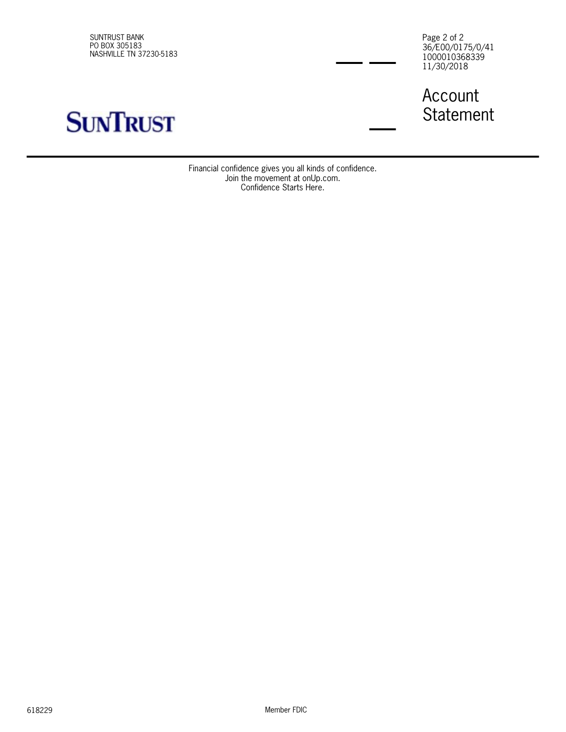SUNTRUST BANK
PO BOX 305183
NASHVILLE TN 37230-5183

36/E00/0175/0/41
1000010368339
11/30/2018

SUNTRUST

# Account Statement

Financial confidence gives you all kinds of confidence.
Join the movement at onUp.com.
Confidence Starts Here.

618229

Member FDIC